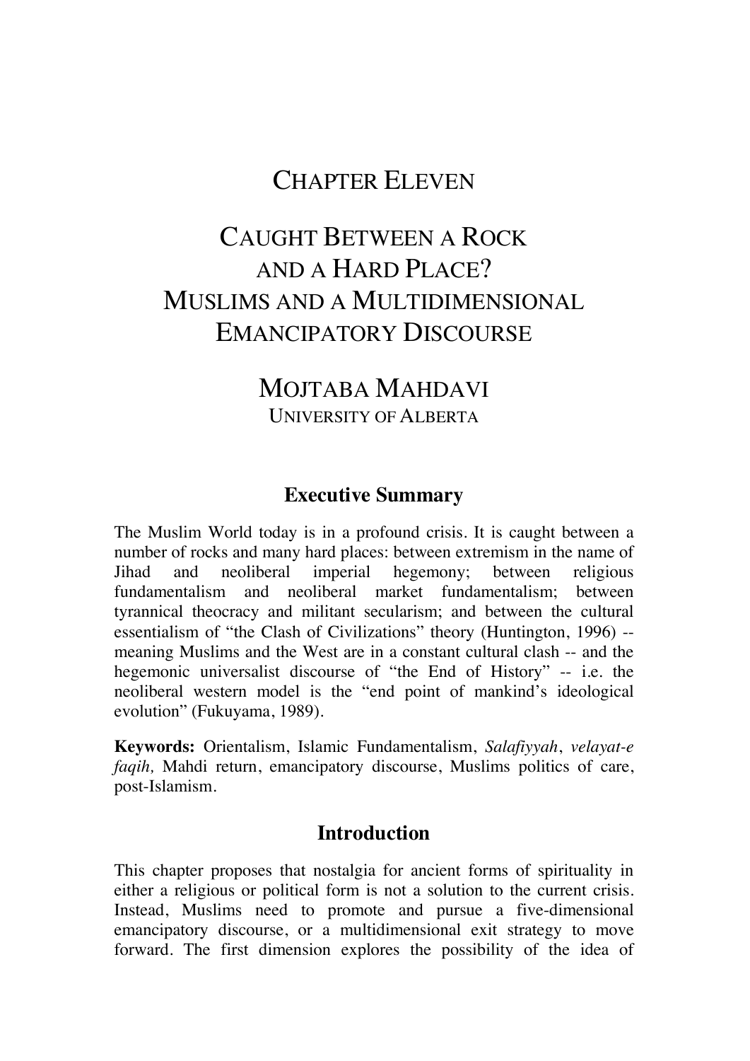# CHAPTER ELEVEN

# CAUGHT BETWEEN A ROCK AND A HARD PLACE? MUSLIMS AND A MULTIDIMENSIONAL EMANCIPATORY DISCOURSE

## MOJTABA MAHDAVI

UNIVERSITY OF ALBERTA

## Executive Summary

The Muslim World today is in a profound crisis. It is caught between a number of rocks and many hard places: between extremism in the name of Jihad and neoliberal imperial hegemony; between religious fundamentalism and neoliberal market fundamentalism; between tyrannical theocracy and militant secularism; and between the cultural essentialism of "the Clash of Civilizations" theory (Huntington, 1996) -- meaning Muslims and the West are in a constant cultural clash -- and the hegemonic universalist discourse of "the End of History" -- i.e. the neoliberal western model is the "end point of mankind's ideological evolution" (Fukuyama, 1989).

**Keywords:** Orientalism, Islamic Fundamentalism, *Salafiyyah*, *velayat-e faqih,* Mahdi return, emancipatory discourse, Muslims politics of care, post-Islamism.

## Introduction

This chapter proposes that nostalgia for ancient forms of spirituality in either a religious or political form is not a solution to the current crisis. Instead, Muslims need to promote and pursue a five-dimensional emancipatory discourse, or a multidimensional exit strategy to move forward. The first dimension explores the possibility of the idea of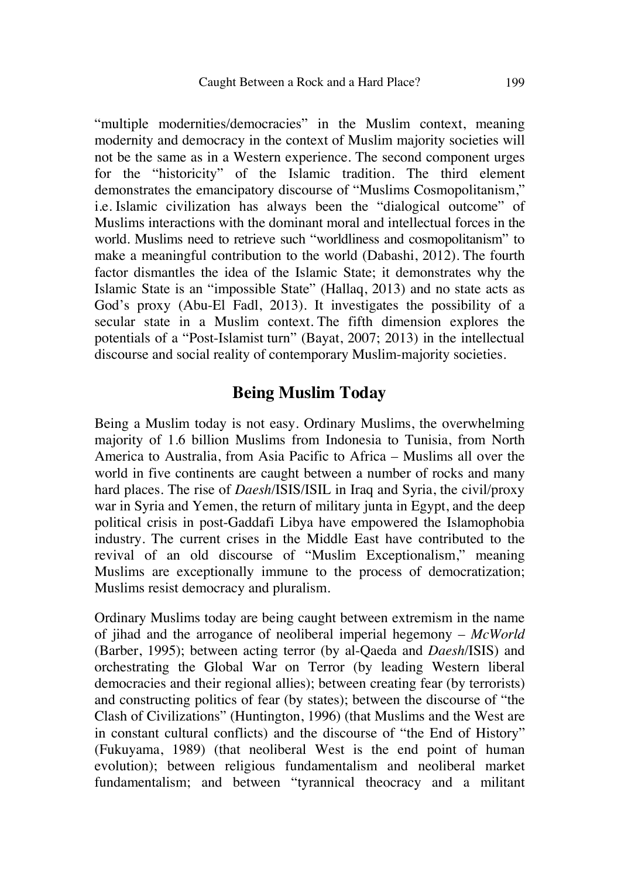"multiple modernities/democracies" in the Muslim context, meaning modernity and democracy in the context of Muslim majority societies will not be the same as in a Western experience. The second component urges for the "historicity" of the Islamic tradition. The third element demonstrates the emancipatory discourse of "Muslims Cosmopolitanism," i.e. Islamic civilization has always been the "dialogical outcome" of Muslims interactions with the dominant moral and intellectual forces in the world. Muslims need to retrieve such "worldliness and cosmopolitanism" to make a meaningful contribution to the world (Dabashi, 2012). The fourth factor dismantles the idea of the Islamic State; it demonstrates why the Islamic State is an "impossible State" (Hallaq, 2013) and no state acts as God's proxy (Abu-El Fadl, 2013). It investigates the possibility of a secular state in a Muslim context. The fifth dimension explores the potentials of a "Post-Islamist turn" (Bayat, 2007; 2013) in the intellectual discourse and social reality of contemporary Muslim-majority societies.

## Being Muslim Today

Being a Muslim today is not easy. Ordinary Muslims, the overwhelming majority of 1.6 billion Muslims from Indonesia to Tunisia, from North America to Australia, from Asia Pacific to Africa – Muslims all over the world in five continents are caught between a number of rocks and many hard places. The rise of *Daesh*/ISIS/ISIL in Iraq and Syria, the civil/proxy war in Syria and Yemen, the return of military junta in Egypt, and the deep political crisis in post-Gaddafi Libya have empowered the Islamophobia industry. The current crises in the Middle East have contributed to the revival of an old discourse of "Muslim Exceptionalism," meaning Muslims are exceptionally immune to the process of democratization; Muslims resist democracy and pluralism.

Ordinary Muslims today are being caught between extremism in the name of jihad and the arrogance of neoliberal imperial hegemony – *McWorld* (Barber, 1995); between acting terror (by al-Qaeda and *Daesh*/ISIS) and orchestrating the Global War on Terror (by leading Western liberal democracies and their regional allies); between creating fear (by terrorists) and constructing politics of fear (by states); between the discourse of "the Clash of Civilizations" (Huntington, 1996) (that Muslims and the West are in constant cultural conflicts) and the discourse of "the End of History" (Fukuyama, 1989) (that neoliberal West is the end point of human evolution); between religious fundamentalism and neoliberal market fundamentalism; and between "tyrannical theocracy and a militant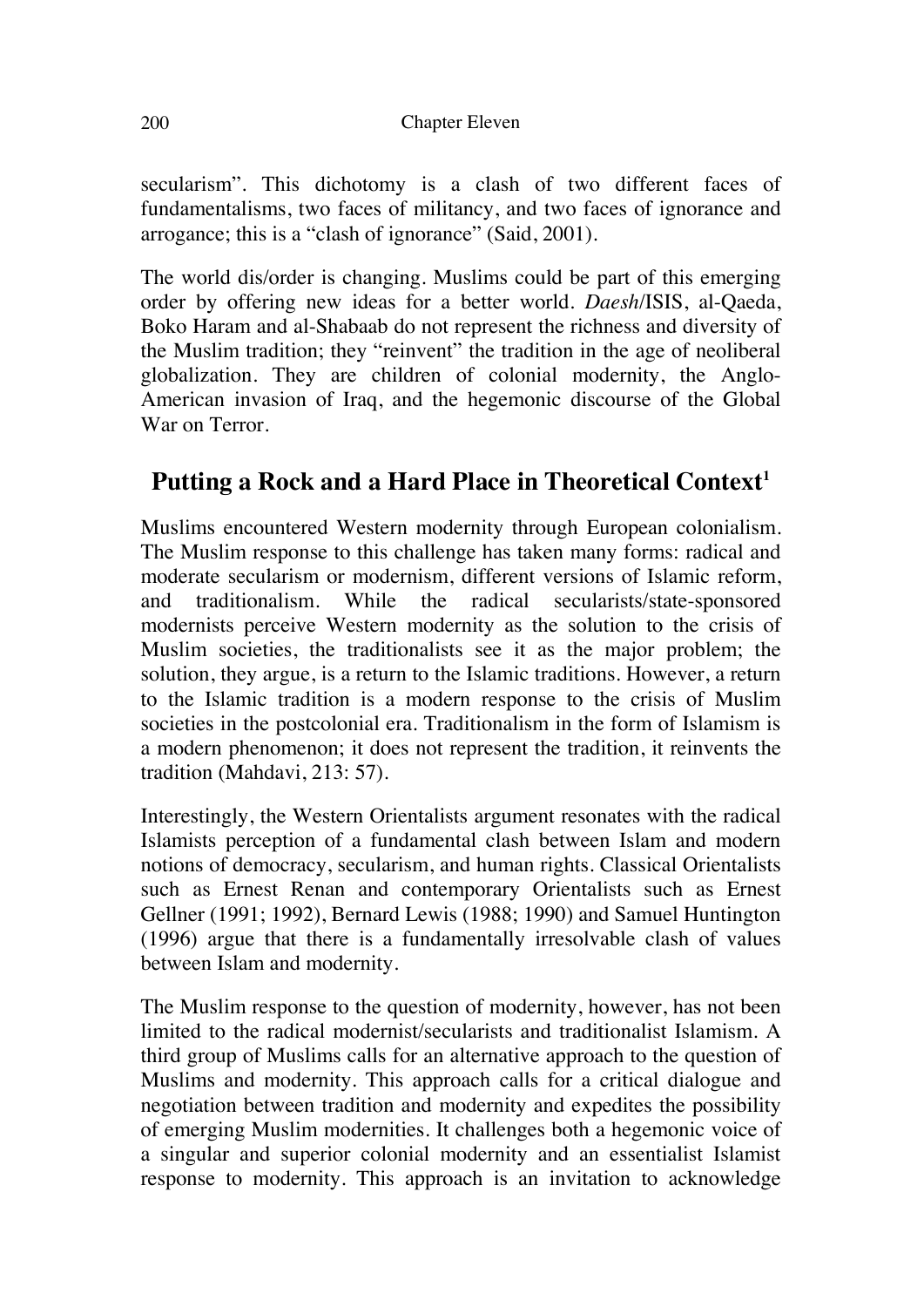secularism". This dichotomy is a clash of two different faces of fundamentalisms, two faces of militancy, and two faces of ignorance and arrogance; this is a "clash of ignorance" (Said, 2001).

The world dis/order is changing. Muslims could be part of this emerging order by offering new ideas for a better world. *Daesh*/ISIS, al-Qaeda, Boko Haram and al-Shabaab do not represent the richness and diversity of the Muslim tradition; they "reinvent" the tradition in the age of neoliberal globalization. They are children of colonial modernity, the Anglo-American invasion of Iraq, and the hegemonic discourse of the Global War on Terror.

## Putting a Rock and a Hard Place in Theoretical Context[1]

Muslims encountered Western modernity through European colonialism. The Muslim response to this challenge has taken many forms: radical and moderate secularism or modernism, different versions of Islamic reform, and traditionalism. While the radical secularists/state-sponsored modernists perceive Western modernity as the solution to the crisis of Muslim societies, the traditionalists see it as the major problem; the solution, they argue, is a return to the Islamic traditions. However, a return to the Islamic tradition is a modern response to the crisis of Muslim societies in the postcolonial era. Traditionalism in the form of Islamism is a modern phenomenon; it does not represent the tradition, it reinvents the tradition (Mahdavi, 213: 57).

Interestingly, the Western Orientalists argument resonates with the radical Islamists perception of a fundamental clash between Islam and modern notions of democracy, secularism, and human rights. Classical Orientalists such as Ernest Renan and contemporary Orientalists such as Ernest Gellner (1991; 1992), Bernard Lewis (1988; 1990) and Samuel Huntington (1996) argue that there is a fundamentally irresolvable clash of values between Islam and modernity.

The Muslim response to the question of modernity, however, has not been limited to the radical modernist/secularists and traditionalist Islamism. A third group of Muslims calls for an alternative approach to the question of Muslims and modernity. This approach calls for a critical dialogue and negotiation between tradition and modernity and expedites the possibility of emerging Muslim modernities. It challenges both a hegemonic voice of a singular and superior colonial modernity and an essentialist Islamist response to modernity. This approach is an invitation to acknowledge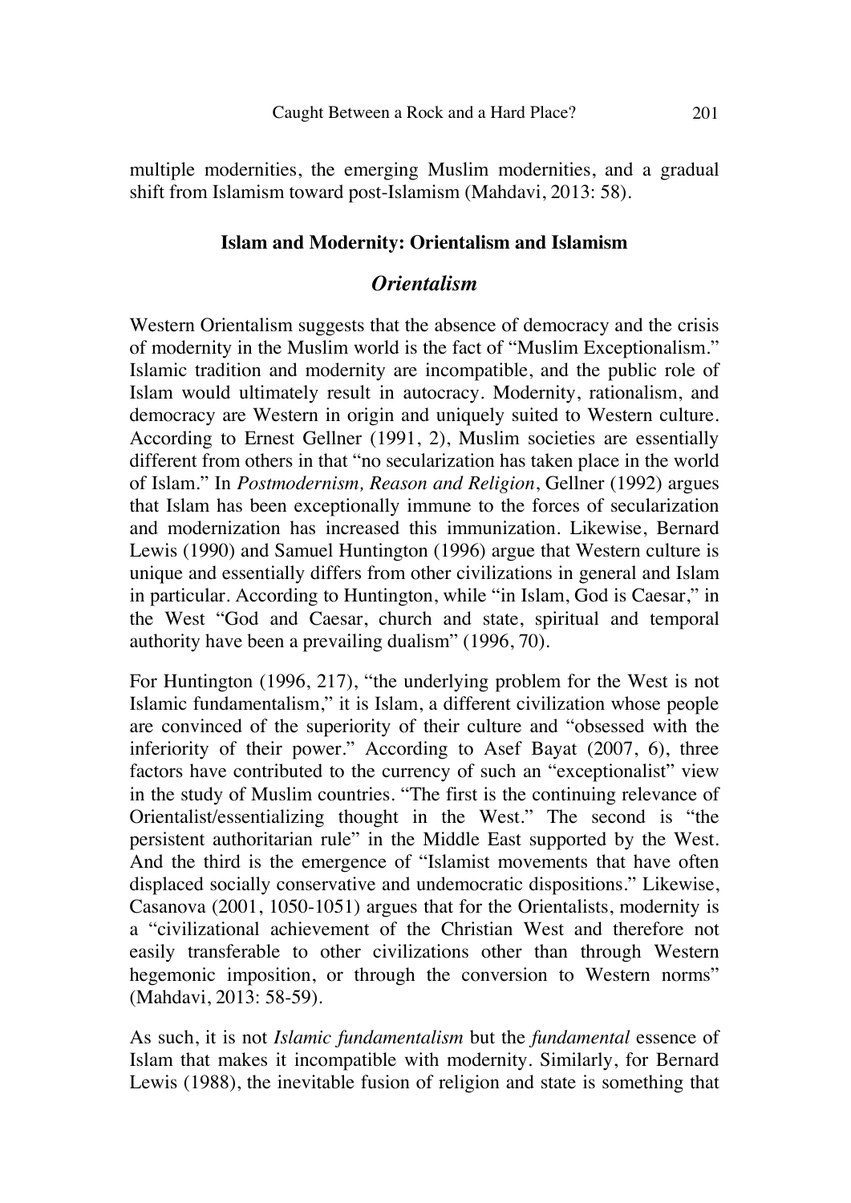multiple modernities, the emerging Muslim modernities, and a gradual shift from Islamism toward post-Islamism (Mahdavi, 2013: 58).

## Islam and Modernity: Orientalism and Islamism

### *Orientalism*

Western Orientalism suggests that the absence of democracy and the crisis of modernity in the Muslim world is the fact of "Muslim Exceptionalism." Islamic tradition and modernity are incompatible, and the public role of Islam would ultimately result in autocracy. Modernity, rationalism, and democracy are Western in origin and uniquely suited to Western culture. According to Ernest Gellner (1991, 2), Muslim societies are essentially different from others in that "no secularization has taken place in the world of Islam." In *Postmodernism, Reason and Religion*, Gellner (1992) argues that Islam has been exceptionally immune to the forces of secularization and modernization has increased this immunization. Likewise, Bernard Lewis (1990) and Samuel Huntington (1996) argue that Western culture is unique and essentially differs from other civilizations in general and Islam in particular. According to Huntington, while "in Islam, God is Caesar," in the West "God and Caesar, church and state, spiritual and temporal authority have been a prevailing dualism" (1996, 70).

For Huntington (1996, 217), "the underlying problem for the West is not Islamic fundamentalism," it is Islam, a different civilization whose people are convinced of the superiority of their culture and "obsessed with the inferiority of their power." According to Asef Bayat (2007, 6), three factors have contributed to the currency of such an "exceptionalist" view in the study of Muslim countries. "The first is the continuing relevance of Orientalist/essentializing thought in the West." The second is "the persistent authoritarian rule" in the Middle East supported by the West. And the third is the emergence of "Islamist movements that have often displaced socially conservative and undemocratic dispositions." Likewise, Casanova (2001, 1050-1051) argues that for the Orientalists, modernity is a "civilizational achievement of the Christian West and therefore not easily transferable to other civilizations other than through Western hegemonic imposition, or through the conversion to Western norms" (Mahdavi, 2013: 58-59).

As such, it is not *Islamic fundamentalism* but the *fundamental* essence of Islam that makes it incompatible with modernity. Similarly, for Bernard Lewis (1988), the inevitable fusion of religion and state is something that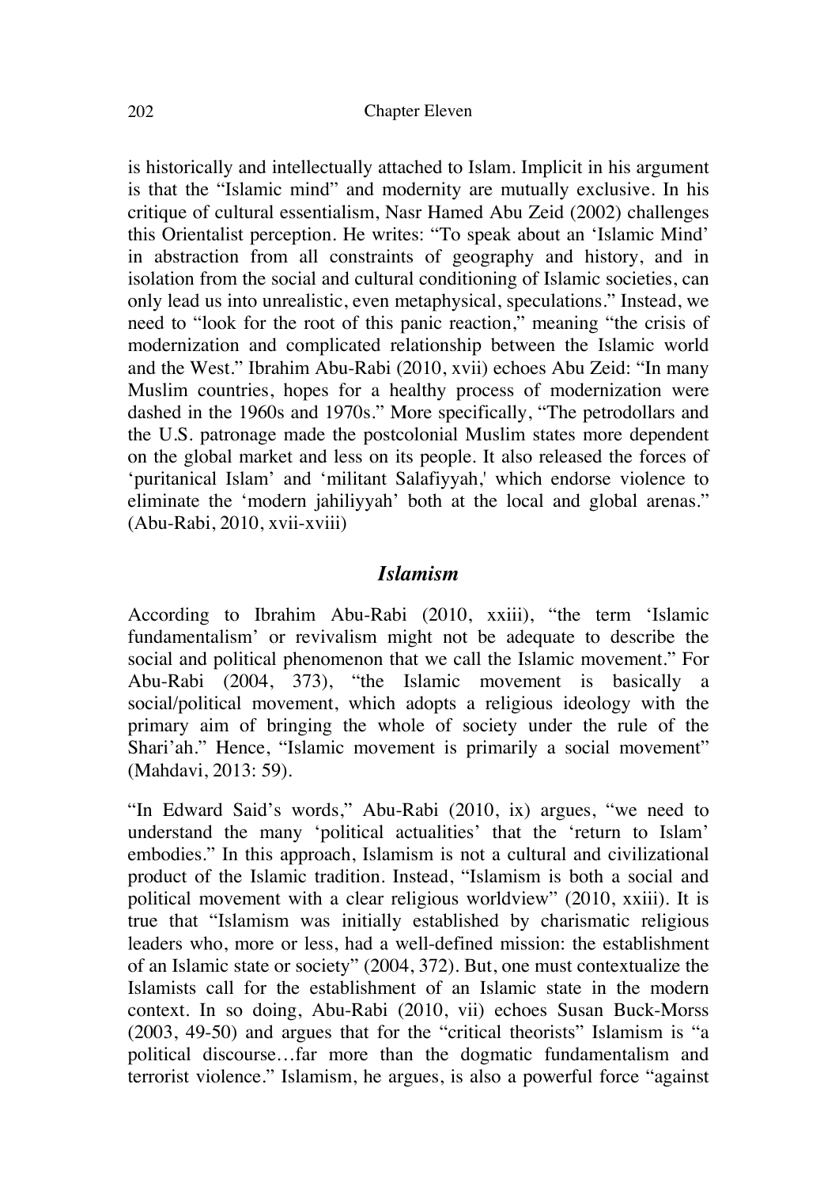is historically and intellectually attached to Islam. Implicit in his argument is that the "Islamic mind" and modernity are mutually exclusive. In his critique of cultural essentialism, Nasr Hamed Abu Zeid (2002) challenges this Orientalist perception. He writes: "To speak about an 'Islamic Mind' in abstraction from all constraints of geography and history, and in isolation from the social and cultural conditioning of Islamic societies, can only lead us into unrealistic, even metaphysical, speculations." Instead, we need to "look for the root of this panic reaction," meaning "the crisis of modernization and complicated relationship between the Islamic world and the West." Ibrahim Abu-Rabi (2010, xvii) echoes Abu Zeid: "In many Muslim countries, hopes for a healthy process of modernization were dashed in the 1960s and 1970s." More specifically, "The petrodollars and the U.S. patronage made the postcolonial Muslim states more dependent on the global market and less on its people. It also released the forces of 'puritanical Islam' and 'militant Salafiyyah,' which endorse violence to eliminate the 'modern jahiliyyah' both at the local and global arenas." (Abu-Rabi, 2010, xvii-xviii)

## *Islamism*

According to Ibrahim Abu-Rabi (2010, xxiii), "the term 'Islamic fundamentalism' or revivalism might not be adequate to describe the social and political phenomenon that we call the Islamic movement." For Abu-Rabi (2004, 373), "the Islamic movement is basically a social/political movement, which adopts a religious ideology with the primary aim of bringing the whole of society under the rule of the Shari'ah." Hence, "Islamic movement is primarily a social movement" (Mahdavi, 2013: 59).

"In Edward Said's words," Abu-Rabi (2010, ix) argues, "we need to understand the many 'political actualities' that the 'return to Islam' embodies." In this approach, Islamism is not a cultural and civilizational product of the Islamic tradition. Instead, "Islamism is both a social and political movement with a clear religious worldview" (2010, xxiii). It is true that "Islamism was initially established by charismatic religious leaders who, more or less, had a well-defined mission: the establishment of an Islamic state or society" (2004, 372). But, one must contextualize the Islamists call for the establishment of an Islamic state in the modern context. In so doing, Abu-Rabi (2010, vii) echoes Susan Buck-Morss (2003, 49-50) and argues that for the "critical theorists" Islamism is "a political discourse…far more than the dogmatic fundamentalism and terrorist violence." Islamism, he argues, is also a powerful force "against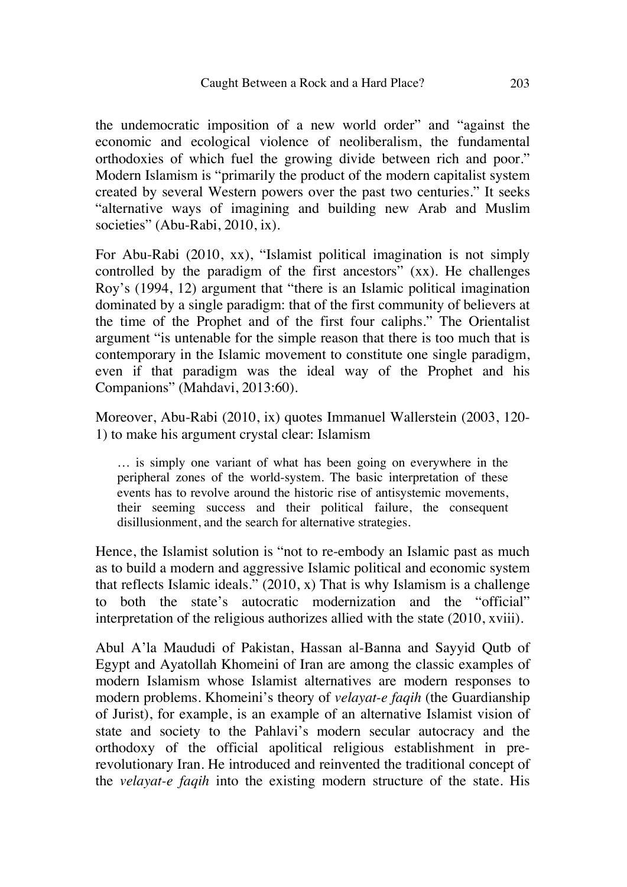the undemocratic imposition of a new world order" and "against the economic and ecological violence of neoliberalism, the fundamental orthodoxies of which fuel the growing divide between rich and poor." Modern Islamism is "primarily the product of the modern capitalist system created by several Western powers over the past two centuries." It seeks "alternative ways of imagining and building new Arab and Muslim societies" (Abu-Rabi, 2010, ix).

For Abu-Rabi (2010, xx), "Islamist political imagination is not simply controlled by the paradigm of the first ancestors" (xx). He challenges Roy's (1994, 12) argument that "there is an Islamic political imagination dominated by a single paradigm: that of the first community of believers at the time of the Prophet and of the first four caliphs." The Orientalist argument "is untenable for the simple reason that there is too much that is contemporary in the Islamic movement to constitute one single paradigm, even if that paradigm was the ideal way of the Prophet and his Companions" (Mahdavi, 2013:60).

Moreover, Abu-Rabi (2010, ix) quotes Immanuel Wallerstein (2003, 120-1) to make his argument crystal clear: Islamism

> … is simply one variant of what has been going on everywhere in the peripheral zones of the world-system. The basic interpretation of these events has to revolve around the historic rise of antisystemic movements, their seeming success and their political failure, the consequent disillusionment, and the search for alternative strategies.

Hence, the Islamist solution is "not to re-embody an Islamic past as much as to build a modern and aggressive Islamic political and economic system that reflects Islamic ideals." (2010, x) That is why Islamism is a challenge to both the state's autocratic modernization and the "official" interpretation of the religious authorizes allied with the state (2010, xviii).

Abul A'la Maududi of Pakistan, Hassan al-Banna and Sayyid Qutb of Egypt and Ayatollah Khomeini of Iran are among the classic examples of modern Islamism whose Islamist alternatives are modern responses to modern problems. Khomeini's theory of *velayat-e faqih* (the Guardianship of Jurist), for example, is an example of an alternative Islamist vision of state and society to the Pahlavi's modern secular autocracy and the orthodoxy of the official apolitical religious establishment in pre-revolutionary Iran. He introduced and reinvented the traditional concept of the *velayat-e faqih* into the existing modern structure of the state. His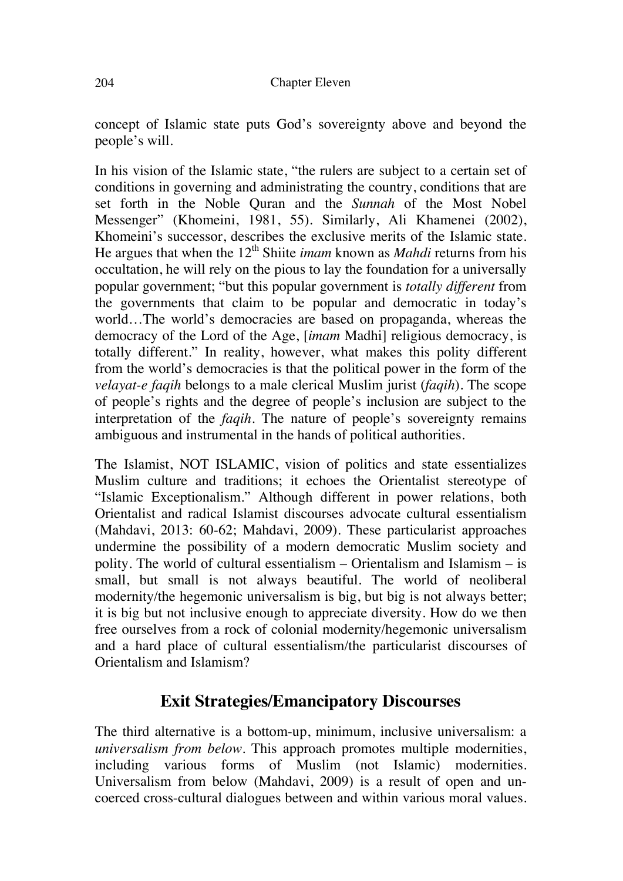concept of Islamic state puts God's sovereignty above and beyond the people's will.

In his vision of the Islamic state, "the rulers are subject to a certain set of conditions in governing and administrating the country, conditions that are set forth in the Noble Quran and the *Sunnah* of the Most Nobel Messenger" (Khomeini, 1981, 55). Similarly, Ali Khamenei (2002), Khomeini's successor, describes the exclusive merits of the Islamic state. He argues that when the 12th Shiite *imam* known as *Mahdi* returns from his occultation, he will rely on the pious to lay the foundation for a universally popular government; "but this popular government is *totally different* from the governments that claim to be popular and democratic in today's world…The world's democracies are based on propaganda, whereas the democracy of the Lord of the Age, [*imam* Madhi] religious democracy, is totally different." In reality, however, what makes this polity different from the world's democracies is that the political power in the form of the *velayat-e faqih* belongs to a male clerical Muslim jurist (*faqih*). The scope of people's rights and the degree of people's inclusion are subject to the interpretation of the *faqih*. The nature of people's sovereignty remains ambiguous and instrumental in the hands of political authorities.

The Islamist, NOT ISLAMIC, vision of politics and state essentializes Muslim culture and traditions; it echoes the Orientalist stereotype of "Islamic Exceptionalism." Although different in power relations, both Orientalist and radical Islamist discourses advocate cultural essentialism (Mahdavi, 2013: 60-62; Mahdavi, 2009). These particularist approaches undermine the possibility of a modern democratic Muslim society and polity. The world of cultural essentialism – Orientalism and Islamism – is small, but small is not always beautiful. The world of neoliberal modernity/the hegemonic universalism is big, but big is not always better; it is big but not inclusive enough to appreciate diversity. How do we then free ourselves from a rock of colonial modernity/hegemonic universalism and a hard place of cultural essentialism/the particularist discourses of Orientalism and Islamism?

## Exit Strategies/Emancipatory Discourses

The third alternative is a bottom-up, minimum, inclusive universalism: a *universalism from below*. This approach promotes multiple modernities, including various forms of Muslim (not Islamic) modernities. Universalism from below (Mahdavi, 2009) is a result of open and un-coerced cross-cultural dialogues between and within various moral values.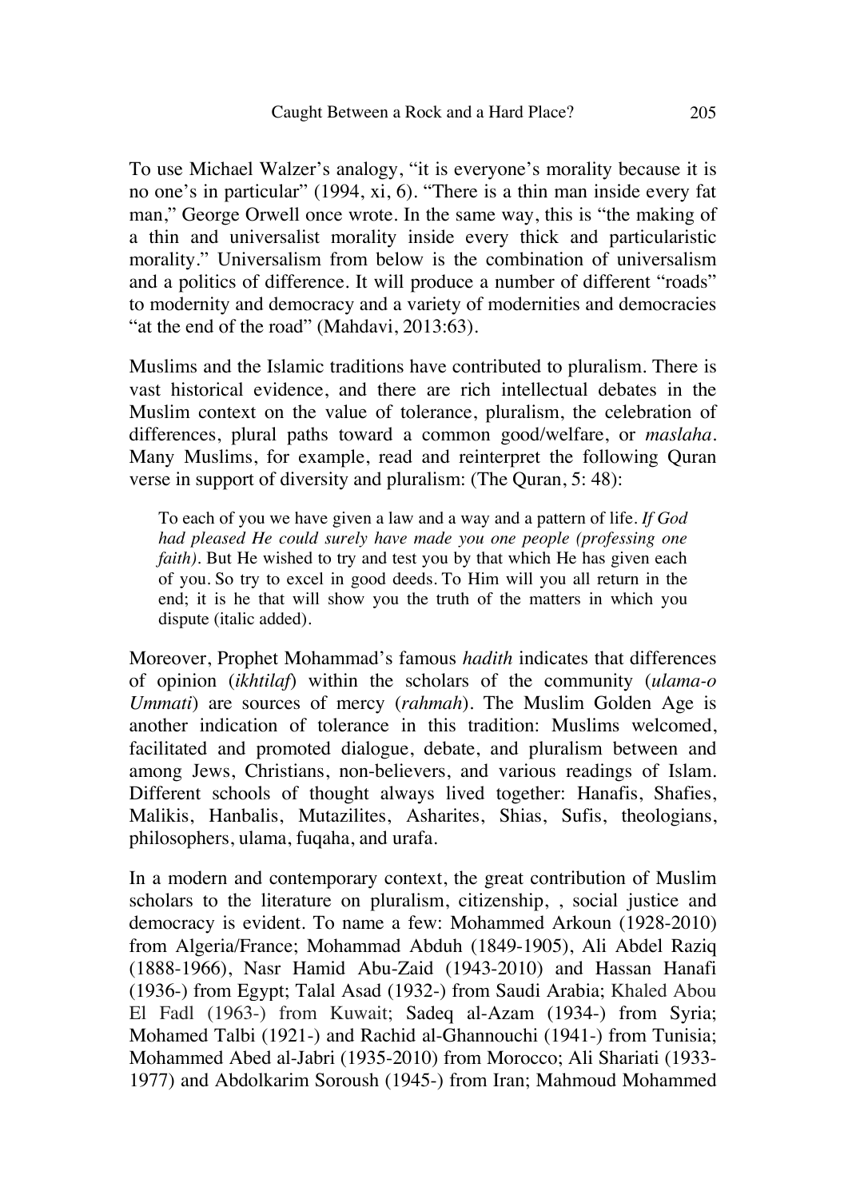To use Michael Walzer's analogy, "it is everyone's morality because it is no one's in particular" (1994, xi, 6). "There is a thin man inside every fat man," George Orwell once wrote. In the same way, this is "the making of a thin and universalist morality inside every thick and particularistic morality." Universalism from below is the combination of universalism and a politics of difference. It will produce a number of different "roads" to modernity and democracy and a variety of modernities and democracies "at the end of the road" (Mahdavi, 2013:63).

Muslims and the Islamic traditions have contributed to pluralism. There is vast historical evidence, and there are rich intellectual debates in the Muslim context on the value of tolerance, pluralism, the celebration of differences, plural paths toward a common good/welfare, or *maslaha*. Many Muslims, for example, read and reinterpret the following Quran verse in support of diversity and pluralism: (The Quran, 5: 48):

> To each of you we have given a law and a way and a pattern of life. *If God had pleased He could surely have made you one people (professing one faith)*. But He wished to try and test you by that which He has given each of you. So try to excel in good deeds. To Him will you all return in the end; it is he that will show you the truth of the matters in which you dispute (italic added).

Moreover, Prophet Mohammad's famous *hadith* indicates that differences of opinion (*ikhtilaf*) within the scholars of the community (*ulama-o Ummati*) are sources of mercy (*rahmah*). The Muslim Golden Age is another indication of tolerance in this tradition: Muslims welcomed, facilitated and promoted dialogue, debate, and pluralism between and among Jews, Christians, non-believers, and various readings of Islam. Different schools of thought always lived together: Hanafis, Shafies, Malikis, Hanbalis, Mutazilites, Asharites, Shias, Sufis, theologians, philosophers, ulama, fuqaha, and urafa.

In a modern and contemporary context, the great contribution of Muslim scholars to the literature on pluralism, citizenship, , social justice and democracy is evident. To name a few: Mohammed Arkoun (1928-2010) from Algeria/France; Mohammad Abduh (1849-1905), Ali Abdel Raziq (1888-1966), Nasr Hamid Abu-Zaid (1943-2010) and Hassan Hanafi (1936-) from Egypt; Talal Asad (1932-) from Saudi Arabia; Khaled Abou El Fadl (1963-) from Kuwait; Sadeq al-Azam (1934-) from Syria; Mohamed Talbi (1921-) and Rachid al-Ghannouchi (1941-) from Tunisia; Mohammed Abed al-Jabri (1935-2010) from Morocco; Ali Shariati (1933-1977) and Abdolkarim Soroush (1945-) from Iran; Mahmoud Mohammed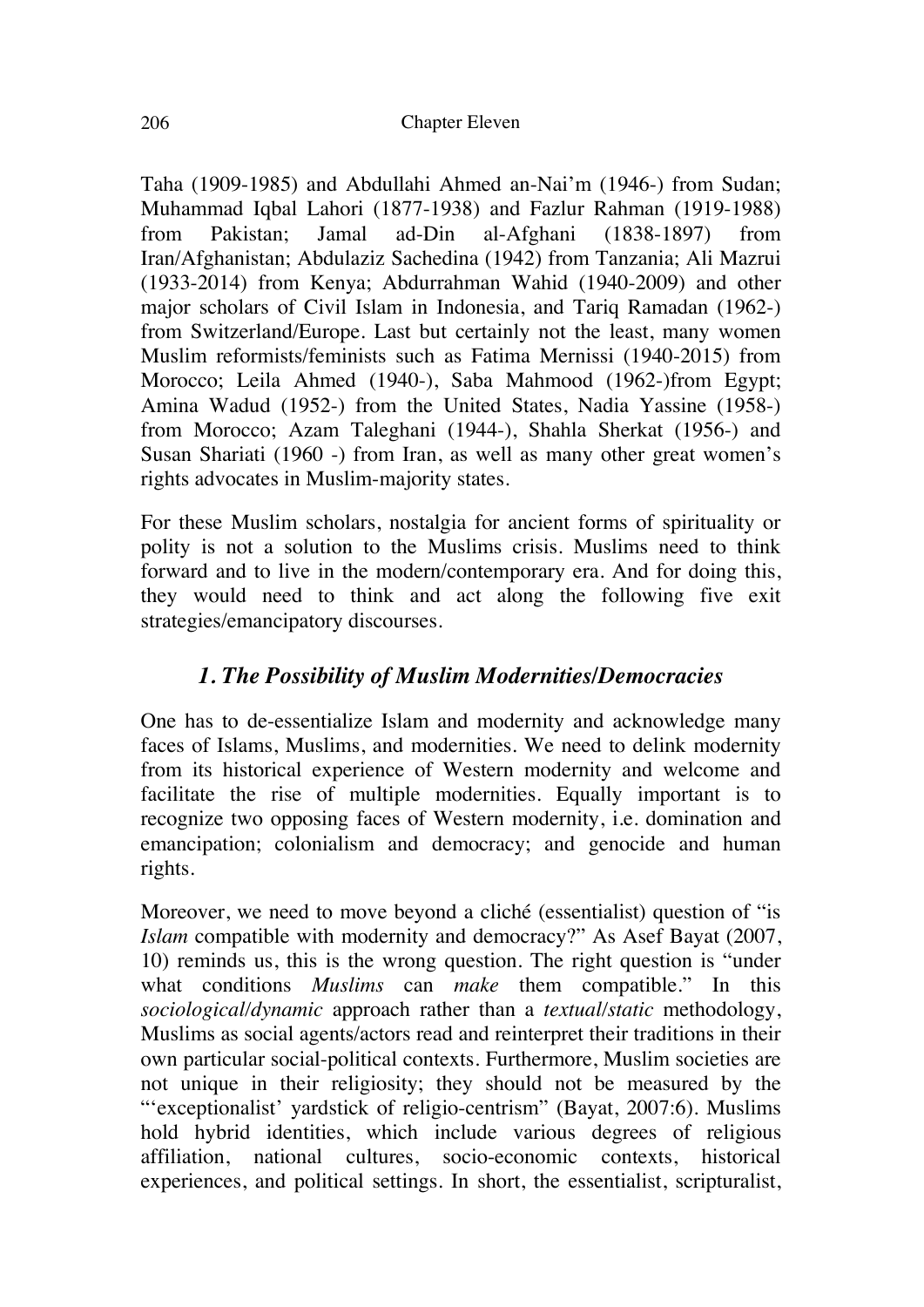Taha (1909-1985) and Abdullahi Ahmed an-Nai'm (1946-) from Sudan; Muhammad Iqbal Lahori (1877-1938) and Fazlur Rahman (1919-1988) from Pakistan; Jamal ad-Din al-Afghani (1838-1897) from Iran/Afghanistan; Abdulaziz Sachedina (1942) from Tanzania; Ali Mazrui (1933-2014) from Kenya; Abdurrahman Wahid (1940-2009) and other major scholars of Civil Islam in Indonesia, and Tariq Ramadan (1962-) from Switzerland/Europe. Last but certainly not the least, many women Muslim reformists/feminists such as Fatima Mernissi (1940-2015) from Morocco; Leila Ahmed (1940-), Saba Mahmood (1962-)from Egypt; Amina Wadud (1952-) from the United States, Nadia Yassine (1958-) from Morocco; Azam Taleghani (1944-), Shahla Sherkat (1956-) and Susan Shariati (1960 -) from Iran, as well as many other great women's rights advocates in Muslim-majority states.

For these Muslim scholars, nostalgia for ancient forms of spirituality or polity is not a solution to the Muslims crisis. Muslims need to think forward and to live in the modern/contemporary era. And for doing this, they would need to think and act along the following five exit strategies/emancipatory discourses.

### *1. The Possibility of Muslim Modernities/Democracies*

One has to de-essentialize Islam and modernity and acknowledge many faces of Islams, Muslims, and modernities. We need to delink modernity from its historical experience of Western modernity and welcome and facilitate the rise of multiple modernities. Equally important is to recognize two opposing faces of Western modernity, i.e. domination and emancipation; colonialism and democracy; and genocide and human rights.

Moreover, we need to move beyond a cliché (essentialist) question of "is *Islam* compatible with modernity and democracy?" As Asef Bayat (2007, 10) reminds us, this is the wrong question. The right question is "under what conditions *Muslims* can *make* them compatible." In this *sociological/dynamic* approach rather than a *textual/static* methodology, Muslims as social agents/actors read and reinterpret their traditions in their own particular social-political contexts. Furthermore, Muslim societies are not unique in their religiosity; they should not be measured by the "'exceptionalist' yardstick of religio-centrism" (Bayat, 2007:6). Muslims hold hybrid identities, which include various degrees of religious affiliation, national cultures, socio-economic contexts, historical experiences, and political settings. In short, the essentialist, scripturalist,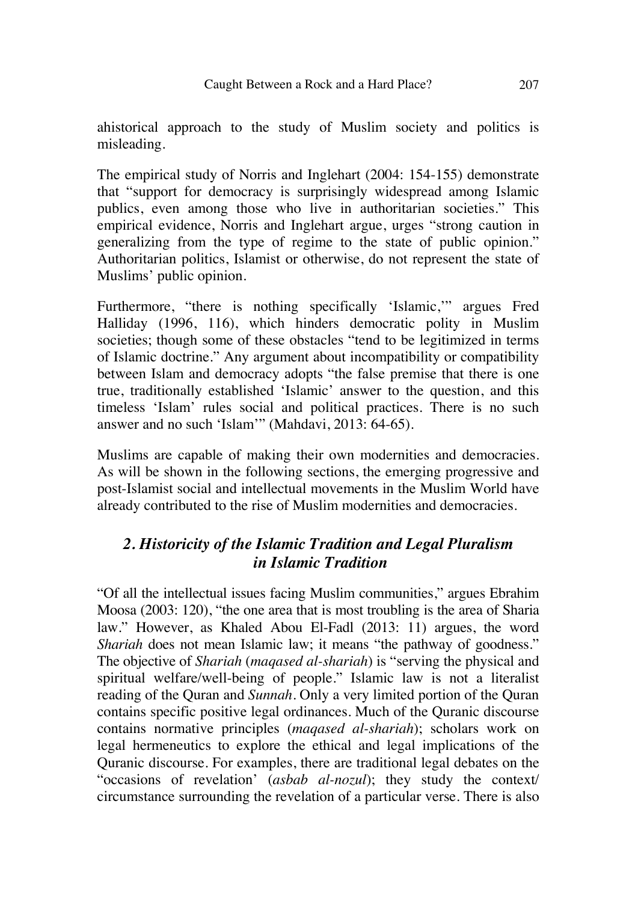ahistorical approach to the study of Muslim society and politics is misleading.

The empirical study of Norris and Inglehart (2004: 154-155) demonstrate that "support for democracy is surprisingly widespread among Islamic publics, even among those who live in authoritarian societies." This empirical evidence, Norris and Inglehart argue, urges "strong caution in generalizing from the type of regime to the state of public opinion." Authoritarian politics, Islamist or otherwise, do not represent the state of Muslims' public opinion.

Furthermore, "there is nothing specifically 'Islamic,'" argues Fred Halliday (1996, 116), which hinders democratic polity in Muslim societies; though some of these obstacles "tend to be legitimized in terms of Islamic doctrine." Any argument about incompatibility or compatibility between Islam and democracy adopts "the false premise that there is one true, traditionally established 'Islamic' answer to the question, and this timeless 'Islam' rules social and political practices. There is no such answer and no such 'Islam'" (Mahdavi, 2013: 64-65).

Muslims are capable of making their own modernities and democracies. As will be shown in the following sections, the emerging progressive and post-Islamist social and intellectual movements in the Muslim World have already contributed to the rise of Muslim modernities and democracies.

## *2. Historicity of the Islamic Tradition and Legal Pluralism in Islamic Tradition*

"Of all the intellectual issues facing Muslim communities," argues Ebrahim Moosa (2003: 120), "the one area that is most troubling is the area of Sharia law." However, as Khaled Abou El-Fadl (2013: 11) argues, the word *Shariah* does not mean Islamic law; it means "the pathway of goodness." The objective of *Shariah* (*maqased al-shariah*) is "serving the physical and spiritual welfare/well-being of people." Islamic law is not a literalist reading of the Quran and *Sunnah*. Only a very limited portion of the Quran contains specific positive legal ordinances. Much of the Quranic discourse contains normative principles (*maqased al-shariah*); scholars work on legal hermeneutics to explore the ethical and legal implications of the Quranic discourse. For examples, there are traditional legal debates on the "occasions of revelation' (*asbab al-nozul*); they study the context/ circumstance surrounding the revelation of a particular verse. There is also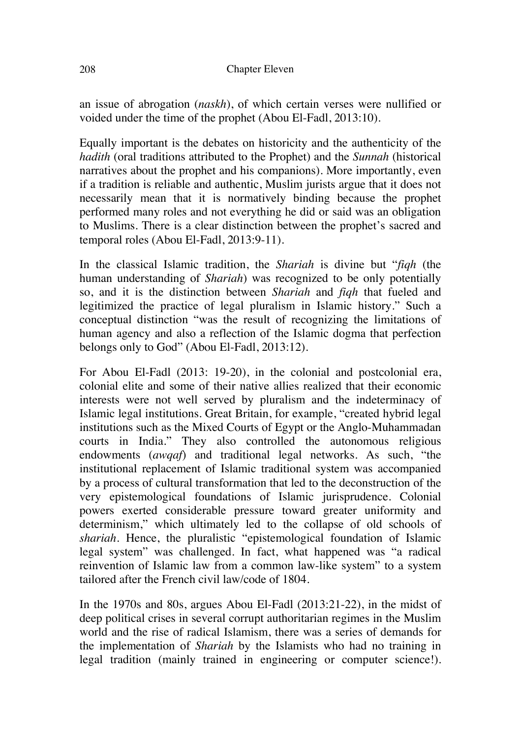an issue of abrogation (*naskh*), of which certain verses were nullified or voided under the time of the prophet (Abou El-Fadl, 2013:10).

Equally important is the debates on historicity and the authenticity of the *hadith* (oral traditions attributed to the Prophet) and the *Sunnah* (historical narratives about the prophet and his companions). More importantly, even if a tradition is reliable and authentic, Muslim jurists argue that it does not necessarily mean that it is normatively binding because the prophet performed many roles and not everything he did or said was an obligation to Muslims. There is a clear distinction between the prophet's sacred and temporal roles (Abou El-Fadl, 2013:9-11).

In the classical Islamic tradition, the *Shariah* is divine but "*fiqh* (the human understanding of *Shariah*) was recognized to be only potentially so, and it is the distinction between *Shariah* and *fiqh* that fueled and legitimized the practice of legal pluralism in Islamic history." Such a conceptual distinction "was the result of recognizing the limitations of human agency and also a reflection of the Islamic dogma that perfection belongs only to God" (Abou El-Fadl, 2013:12).

For Abou El-Fadl (2013: 19-20), in the colonial and postcolonial era, colonial elite and some of their native allies realized that their economic interests were not well served by pluralism and the indeterminacy of Islamic legal institutions. Great Britain, for example, "created hybrid legal institutions such as the Mixed Courts of Egypt or the Anglo-Muhammadan courts in India." They also controlled the autonomous religious endowments (*awqaf*) and traditional legal networks. As such, "the institutional replacement of Islamic traditional system was accompanied by a process of cultural transformation that led to the deconstruction of the very epistemological foundations of Islamic jurisprudence. Colonial powers exerted considerable pressure toward greater uniformity and determinism," which ultimately led to the collapse of old schools of *shariah*. Hence, the pluralistic "epistemological foundation of Islamic legal system" was challenged. In fact, what happened was "a radical reinvention of Islamic law from a common law-like system" to a system tailored after the French civil law/code of 1804.

In the 1970s and 80s, argues Abou El-Fadl (2013:21-22), in the midst of deep political crises in several corrupt authoritarian regimes in the Muslim world and the rise of radical Islamism, there was a series of demands for the implementation of *Shariah* by the Islamists who had no training in legal tradition (mainly trained in engineering or computer science!).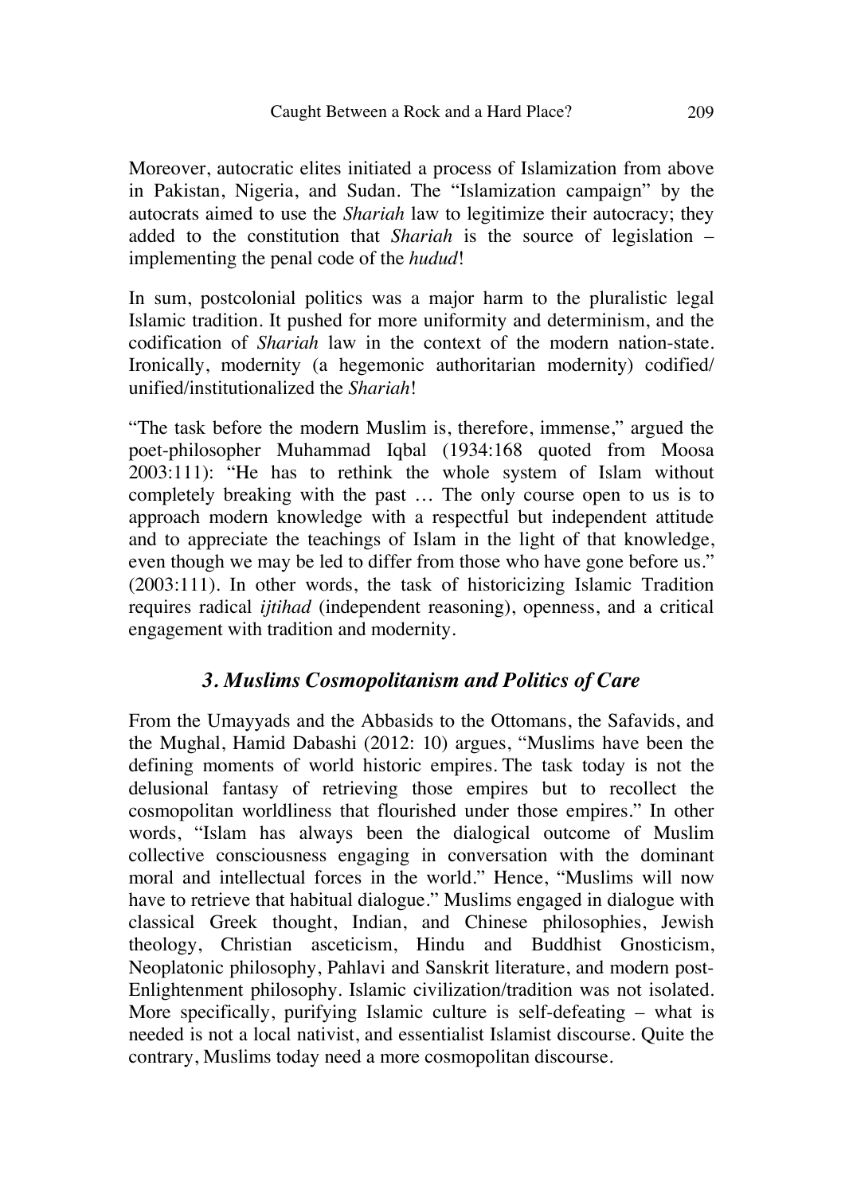Moreover, autocratic elites initiated a process of Islamization from above in Pakistan, Nigeria, and Sudan. The "Islamization campaign" by the autocrats aimed to use the *Shariah* law to legitimize their autocracy; they added to the constitution that *Shariah* is the source of legislation – implementing the penal code of the *hudud*!

In sum, postcolonial politics was a major harm to the pluralistic legal Islamic tradition. It pushed for more uniformity and determinism, and the codification of *Shariah* law in the context of the modern nation-state. Ironically, modernity (a hegemonic authoritarian modernity) codified/ unified/institutionalized the *Shariah*!

"The task before the modern Muslim is, therefore, immense," argued the poet-philosopher Muhammad Iqbal (1934:168 quoted from Moosa 2003:111): "He has to rethink the whole system of Islam without completely breaking with the past … The only course open to us is to approach modern knowledge with a respectful but independent attitude and to appreciate the teachings of Islam in the light of that knowledge, even though we may be led to differ from those who have gone before us." (2003:111). In other words, the task of historicizing Islamic Tradition requires radical *ijtihad* (independent reasoning), openness, and a critical engagement with tradition and modernity.

## *3. Muslims Cosmopolitanism and Politics of Care*

From the Umayyads and the Abbasids to the Ottomans, the Safavids, and the Mughal, Hamid Dabashi (2012: 10) argues, "Muslims have been the defining moments of world historic empires. The task today is not the delusional fantasy of retrieving those empires but to recollect the cosmopolitan worldliness that flourished under those empires." In other words, "Islam has always been the dialogical outcome of Muslim collective consciousness engaging in conversation with the dominant moral and intellectual forces in the world." Hence, "Muslims will now have to retrieve that habitual dialogue." Muslims engaged in dialogue with classical Greek thought, Indian, and Chinese philosophies, Jewish theology, Christian asceticism, Hindu and Buddhist Gnosticism, Neoplatonic philosophy, Pahlavi and Sanskrit literature, and modern post-Enlightenment philosophy. Islamic civilization/tradition was not isolated. More specifically, purifying Islamic culture is self-defeating – what is needed is not a local nativist, and essentialist Islamist discourse. Quite the contrary, Muslims today need a more cosmopolitan discourse.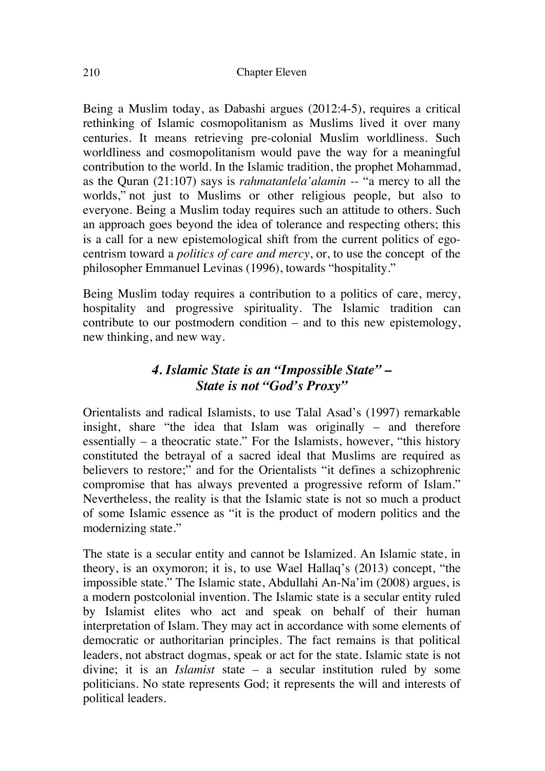Being a Muslim today, as Dabashi argues (2012:4-5), requires a critical rethinking of Islamic cosmopolitanism as Muslims lived it over many centuries. It means retrieving pre-colonial Muslim worldliness. Such worldliness and cosmopolitanism would pave the way for a meaningful contribution to the world. In the Islamic tradition, the prophet Mohammad, as the Quran (21:107) says is *rahmatanlela'alamin* -- "a mercy to all the worlds," not just to Muslims or other religious people, but also to everyone. Being a Muslim today requires such an attitude to others. Such an approach goes beyond the idea of tolerance and respecting others; this is a call for a new epistemological shift from the current politics of ego-centrism toward a *politics of care and mercy*, or, to use the concept of the philosopher Emmanuel Levinas (1996), towards "hospitality."

Being Muslim today requires a contribution to a politics of care, mercy, hospitality and progressive spirituality. The Islamic tradition can contribute to our postmodern condition – and to this new epistemology, new thinking, and new way.

## *4. Islamic State is an "Impossible State" – State is not "God's Proxy"*

Orientalists and radical Islamists, to use Talal Asad's (1997) remarkable insight, share "the idea that Islam was originally – and therefore essentially – a theocratic state." For the Islamists, however, "this history constituted the betrayal of a sacred ideal that Muslims are required as believers to restore;" and for the Orientalists "it defines a schizophrenic compromise that has always prevented a progressive reform of Islam." Nevertheless, the reality is that the Islamic state is not so much a product of some Islamic essence as "it is the product of modern politics and the modernizing state."

The state is a secular entity and cannot be Islamized. An Islamic state, in theory, is an oxymoron; it is, to use Wael Hallaq's (2013) concept, "the impossible state." The Islamic state, Abdullahi An-Na'im (2008) argues, is a modern postcolonial invention. The Islamic state is a secular entity ruled by Islamist elites who act and speak on behalf of their human interpretation of Islam. They may act in accordance with some elements of democratic or authoritarian principles. The fact remains is that political leaders, not abstract dogmas, speak or act for the state. Islamic state is not divine; it is an *Islamist* state – a secular institution ruled by some politicians. No state represents God; it represents the will and interests of political leaders.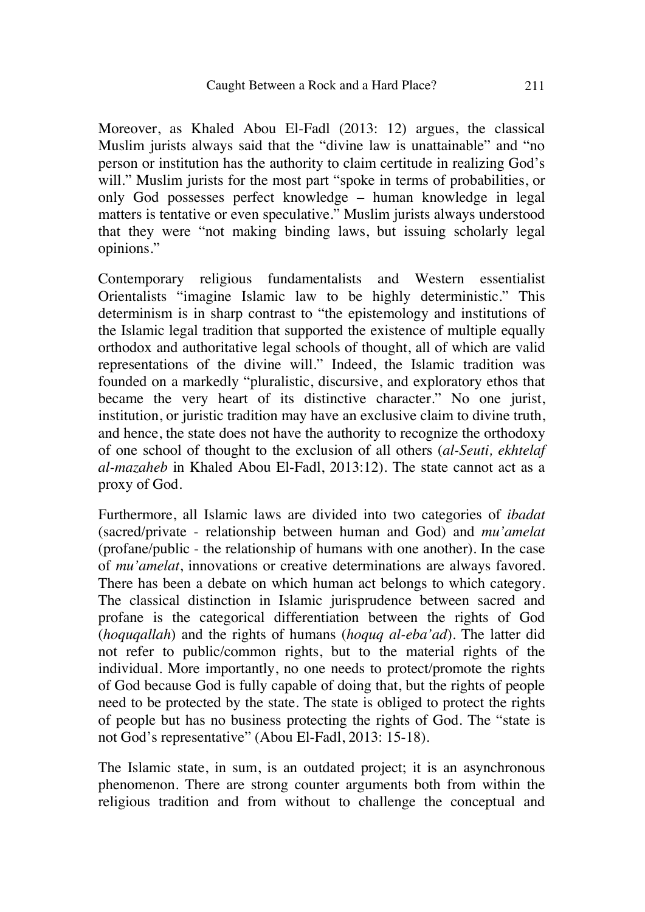Moreover, as Khaled Abou El-Fadl (2013: 12) argues, the classical Muslim jurists always said that the "divine law is unattainable" and "no person or institution has the authority to claim certitude in realizing God's will." Muslim jurists for the most part "spoke in terms of probabilities, or only God possesses perfect knowledge – human knowledge in legal matters is tentative or even speculative." Muslim jurists always understood that they were "not making binding laws, but issuing scholarly legal opinions."

Contemporary religious fundamentalists and Western essentialist Orientalists "imagine Islamic law to be highly deterministic." This determinism is in sharp contrast to "the epistemology and institutions of the Islamic legal tradition that supported the existence of multiple equally orthodox and authoritative legal schools of thought, all of which are valid representations of the divine will." Indeed, the Islamic tradition was founded on a markedly "pluralistic, discursive, and exploratory ethos that became the very heart of its distinctive character." No one jurist, institution, or juristic tradition may have an exclusive claim to divine truth, and hence, the state does not have the authority to recognize the orthodoxy of one school of thought to the exclusion of all others (*al-Seuti, ekhtelaf al-mazaheb* in Khaled Abou El-Fadl, 2013:12). The state cannot act as a proxy of God.

Furthermore, all Islamic laws are divided into two categories of *ibadat* (sacred/private - relationship between human and God) and *mu'amelat* (profane/public - the relationship of humans with one another). In the case of *mu'amelat*, innovations or creative determinations are always favored. There has been a debate on which human act belongs to which category. The classical distinction in Islamic jurisprudence between sacred and profane is the categorical differentiation between the rights of God (*hoquqallah*) and the rights of humans (*hoquq al-eba'ad*). The latter did not refer to public/common rights, but to the material rights of the individual. More importantly, no one needs to protect/promote the rights of God because God is fully capable of doing that, but the rights of people need to be protected by the state. The state is obliged to protect the rights of people but has no business protecting the rights of God. The "state is not God's representative" (Abou El-Fadl, 2013: 15-18).

The Islamic state, in sum, is an outdated project; it is an asynchronous phenomenon. There are strong counter arguments both from within the religious tradition and from without to challenge the conceptual and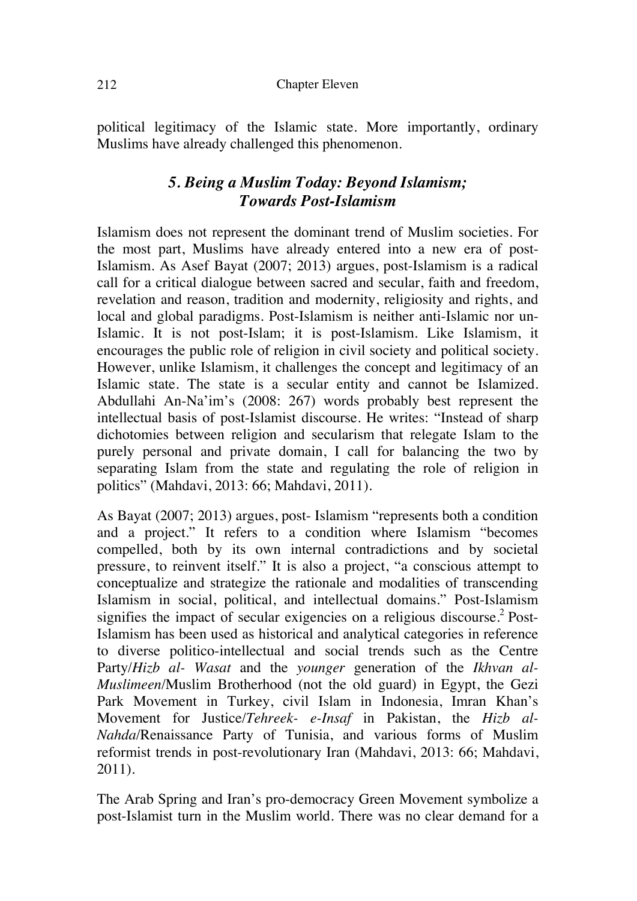political legitimacy of the Islamic state. More importantly, ordinary Muslims have already challenged this phenomenon.

## *5. Being a Muslim Today: Beyond Islamism; Towards Post-Islamism*

Islamism does not represent the dominant trend of Muslim societies. For the most part, Muslims have already entered into a new era of post-Islamism. As Asef Bayat (2007; 2013) argues, post-Islamism is a radical call for a critical dialogue between sacred and secular, faith and freedom, revelation and reason, tradition and modernity, religiosity and rights, and local and global paradigms. Post-Islamism is neither anti-Islamic nor un-Islamic. It is not post-Islam; it is post-Islamism. Like Islamism, it encourages the public role of religion in civil society and political society. However, unlike Islamism, it challenges the concept and legitimacy of an Islamic state. The state is a secular entity and cannot be Islamized. Abdullahi An-Na'im's (2008: 267) words probably best represent the intellectual basis of post-Islamist discourse. He writes: "Instead of sharp dichotomies between religion and secularism that relegate Islam to the purely personal and private domain, I call for balancing the two by separating Islam from the state and regulating the role of religion in politics" (Mahdavi, 2013: 66; Mahdavi, 2011).

As Bayat (2007; 2013) argues, post- Islamism "represents both a condition and a project." It refers to a condition where Islamism "becomes compelled, both by its own internal contradictions and by societal pressure, to reinvent itself." It is also a project, "a conscious attempt to conceptualize and strategize the rationale and modalities of transcending Islamism in social, political, and intellectual domains." Post-Islamism signifies the impact of secular exigencies on a religious discourse.[2] Post-Islamism has been used as historical and analytical categories in reference to diverse politico-intellectual and social trends such as the Centre Party/*Hizb al- Wasat* and the *younger* generation of the *Ikhvan al-Muslimeen*/Muslim Brotherhood (not the old guard) in Egypt, the Gezi Park Movement in Turkey, civil Islam in Indonesia, Imran Khan's Movement for Justice/*Tehreek- e-Insaf* in Pakistan, the *Hizb al-Nahda*/Renaissance Party of Tunisia, and various forms of Muslim reformist trends in post-revolutionary Iran (Mahdavi, 2013: 66; Mahdavi, 2011).

The Arab Spring and Iran's pro-democracy Green Movement symbolize a post-Islamist turn in the Muslim world. There was no clear demand for a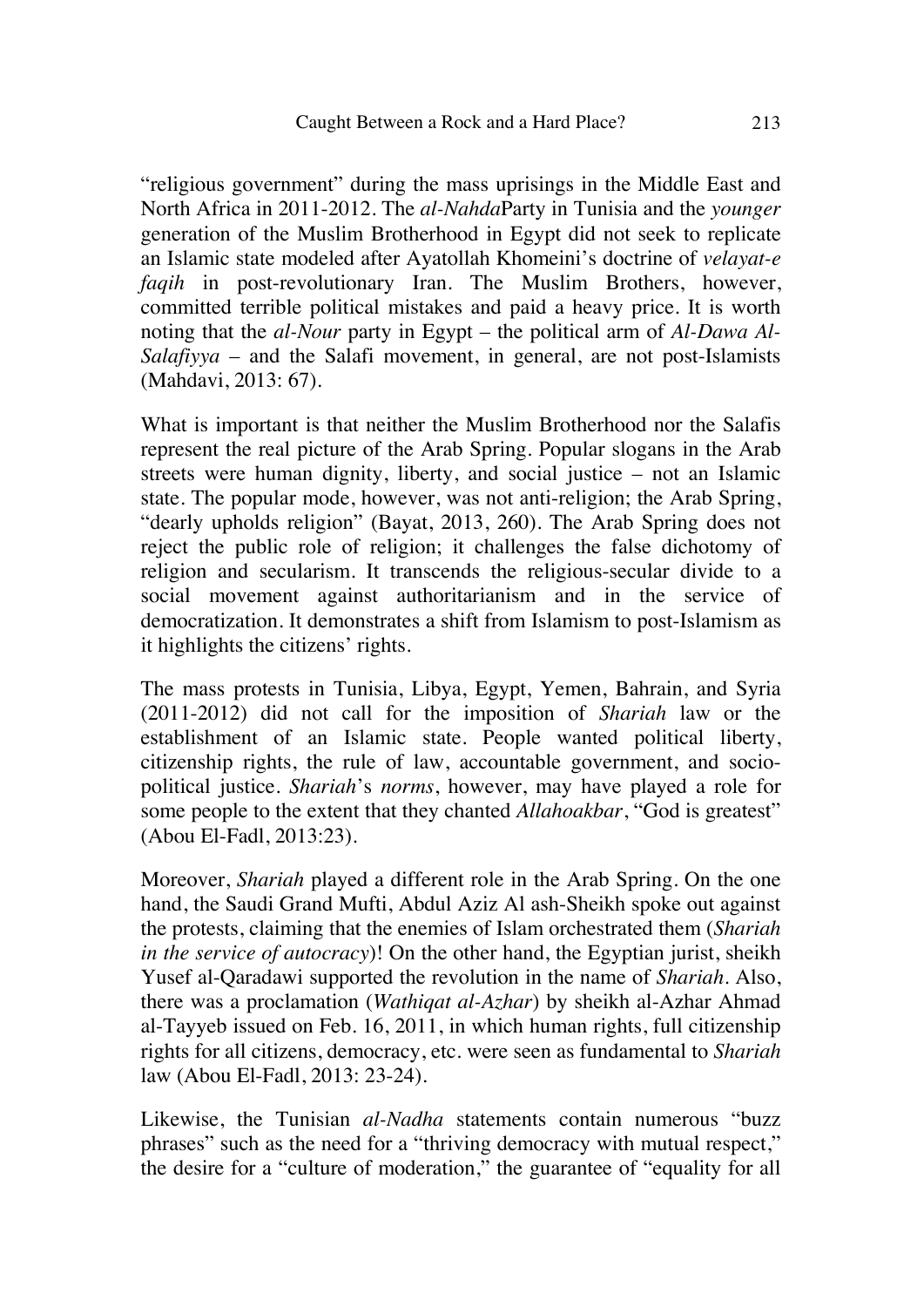"religious government" during the mass uprisings in the Middle East and North Africa in 2011-2012. The *al-Nahda*Party in Tunisia and the *younger* generation of the Muslim Brotherhood in Egypt did not seek to replicate an Islamic state modeled after Ayatollah Khomeini's doctrine of *velayat-e faqih* in post-revolutionary Iran. The Muslim Brothers, however, committed terrible political mistakes and paid a heavy price. It is worth noting that the *al-Nour* party in Egypt – the political arm of *Al-Dawa Al-Salafiyya* – and the Salafi movement, in general, are not post-Islamists (Mahdavi, 2013: 67).

What is important is that neither the Muslim Brotherhood nor the Salafis represent the real picture of the Arab Spring. Popular slogans in the Arab streets were human dignity, liberty, and social justice – not an Islamic state. The popular mode, however, was not anti-religion; the Arab Spring, "dearly upholds religion" (Bayat, 2013, 260). The Arab Spring does not reject the public role of religion; it challenges the false dichotomy of religion and secularism. It transcends the religious-secular divide to a social movement against authoritarianism and in the service of democratization. It demonstrates a shift from Islamism to post-Islamism as it highlights the citizens' rights.

The mass protests in Tunisia, Libya, Egypt, Yemen, Bahrain, and Syria (2011-2012) did not call for the imposition of *Shariah* law or the establishment of an Islamic state. People wanted political liberty, citizenship rights, the rule of law, accountable government, and socio-political justice. *Shariah*'s *norms*, however, may have played a role for some people to the extent that they chanted *Allahoakbar*, "God is greatest" (Abou El-Fadl, 2013:23).

Moreover, *Shariah* played a different role in the Arab Spring. On the one hand, the Saudi Grand Mufti, Abdul Aziz Al ash-Sheikh spoke out against the protests, claiming that the enemies of Islam orchestrated them (*Shariah in the service of autocracy*)! On the other hand, the Egyptian jurist, sheikh Yusef al-Qaradawi supported the revolution in the name of *Shariah*. Also, there was a proclamation (*Wathiqat al-Azhar*) by sheikh al-Azhar Ahmad al-Tayyeb issued on Feb. 16, 2011, in which human rights, full citizenship rights for all citizens, democracy, etc. were seen as fundamental to *Shariah* law (Abou El-Fadl, 2013: 23-24).

Likewise, the Tunisian *al-Nadha* statements contain numerous "buzz phrases" such as the need for a "thriving democracy with mutual respect," the desire for a "culture of moderation," the guarantee of "equality for all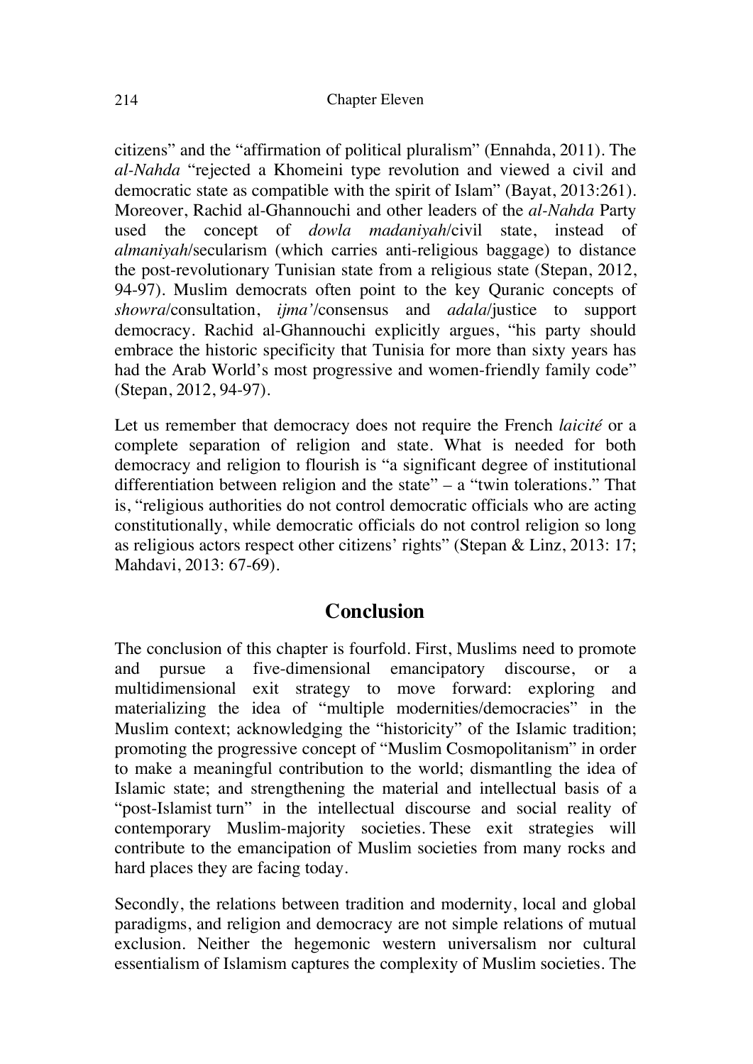citizens" and the "affirmation of political pluralism" (Ennahda, 2011). The *al-Nahda* "rejected a Khomeini type revolution and viewed a civil and democratic state as compatible with the spirit of Islam" (Bayat, 2013:261). Moreover, Rachid al-Ghannouchi and other leaders of the *al-Nahda* Party used the concept of *dowla madaniyah*/civil state, instead of *almaniyah*/secularism (which carries anti-religious baggage) to distance the post-revolutionary Tunisian state from a religious state (Stepan, 2012, 94-97). Muslim democrats often point to the key Quranic concepts of *showra*/consultation, *ijma'*/consensus and *adala*/justice to support democracy. Rachid al-Ghannouchi explicitly argues, "his party should embrace the historic specificity that Tunisia for more than sixty years has had the Arab World's most progressive and women-friendly family code" (Stepan, 2012, 94-97).

Let us remember that democracy does not require the French *laicité* or a complete separation of religion and state. What is needed for both democracy and religion to flourish is "a significant degree of institutional differentiation between religion and the state" – a "twin tolerations." That is, "religious authorities do not control democratic officials who are acting constitutionally, while democratic officials do not control religion so long as religious actors respect other citizens' rights" (Stepan & Linz, 2013: 17; Mahdavi, 2013: 67-69).

## Conclusion

The conclusion of this chapter is fourfold. First, Muslims need to promote and pursue a five-dimensional emancipatory discourse, or a multidimensional exit strategy to move forward: exploring and materializing the idea of "multiple modernities/democracies" in the Muslim context; acknowledging the "historicity" of the Islamic tradition; promoting the progressive concept of "Muslim Cosmopolitanism" in order to make a meaningful contribution to the world; dismantling the idea of Islamic state; and strengthening the material and intellectual basis of a "post-Islamist turn" in the intellectual discourse and social reality of contemporary Muslim-majority societies. These exit strategies will contribute to the emancipation of Muslim societies from many rocks and hard places they are facing today.

Secondly, the relations between tradition and modernity, local and global paradigms, and religion and democracy are not simple relations of mutual exclusion. Neither the hegemonic western universalism nor cultural essentialism of Islamism captures the complexity of Muslim societies. The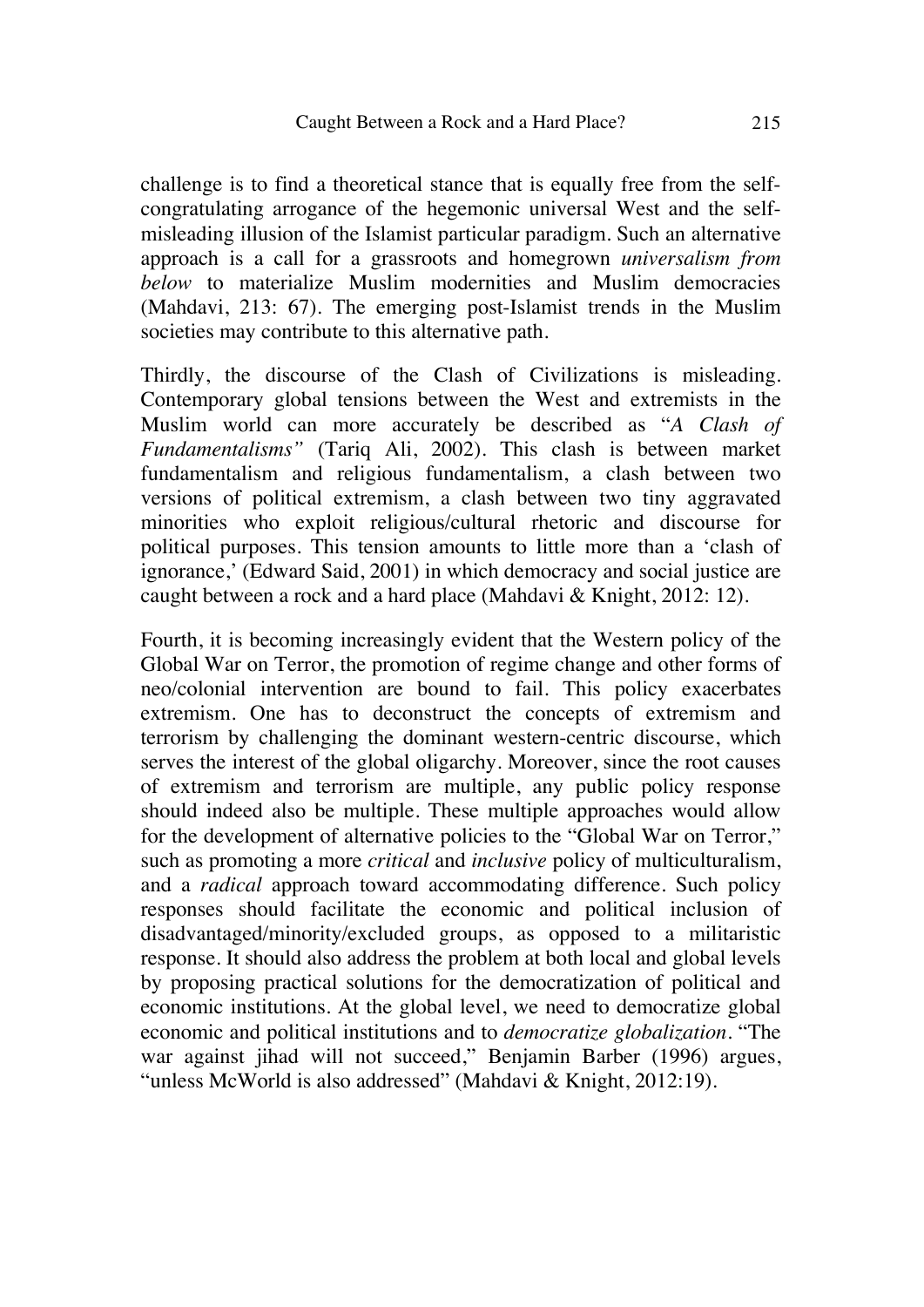challenge is to find a theoretical stance that is equally free from the self-congratulating arrogance of the hegemonic universal West and the self-misleading illusion of the Islamist particular paradigm. Such an alternative approach is a call for a grassroots and homegrown *universalism from below* to materialize Muslim modernities and Muslim democracies (Mahdavi, 213: 67). The emerging post-Islamist trends in the Muslim societies may contribute to this alternative path.

Thirdly, the discourse of the Clash of Civilizations is misleading. Contemporary global tensions between the West and extremists in the Muslim world can more accurately be described as "*A Clash of Fundamentalisms"* (Tariq Ali, 2002). This clash is between market fundamentalism and religious fundamentalism, a clash between two versions of political extremism, a clash between two tiny aggravated minorities who exploit religious/cultural rhetoric and discourse for political purposes. This tension amounts to little more than a 'clash of ignorance,' (Edward Said, 2001) in which democracy and social justice are caught between a rock and a hard place (Mahdavi & Knight, 2012: 12).

Fourth, it is becoming increasingly evident that the Western policy of the Global War on Terror, the promotion of regime change and other forms of neo/colonial intervention are bound to fail. This policy exacerbates extremism. One has to deconstruct the concepts of extremism and terrorism by challenging the dominant western-centric discourse, which serves the interest of the global oligarchy. Moreover, since the root causes of extremism and terrorism are multiple, any public policy response should indeed also be multiple. These multiple approaches would allow for the development of alternative policies to the "Global War on Terror," such as promoting a more *critical* and *inclusive* policy of multiculturalism, and a *radical* approach toward accommodating difference. Such policy responses should facilitate the economic and political inclusion of disadvantaged/minority/excluded groups, as opposed to a militaristic response. It should also address the problem at both local and global levels by proposing practical solutions for the democratization of political and economic institutions. At the global level, we need to democratize global economic and political institutions and to *democratize globalization*. "The war against jihad will not succeed," Benjamin Barber (1996) argues, "unless McWorld is also addressed" (Mahdavi & Knight, 2012:19).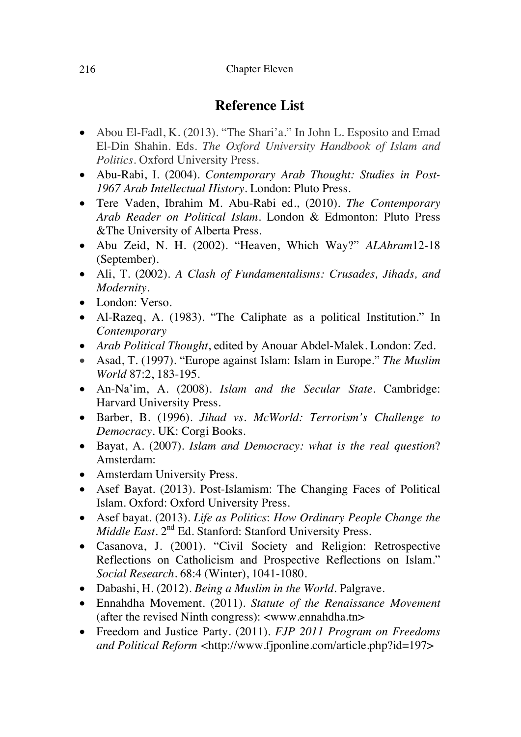## Reference List

- Abou El-Fadl, K. (2013). "The Shari'a." In John L. Esposito and Emad El-Din Shahin. Eds. *The Oxford University Handbook of Islam and Politics*. Oxford University Press.
- Abu-Rabi, I. (2004). *Contemporary Arab Thought: Studies in Post-1967 Arab Intellectual History*. London: Pluto Press.
- Tere Vaden, Ibrahim M. Abu-Rabi ed., (2010). *The Contemporary Arab Reader on Political Islam*. London & Edmonton: Pluto Press &The University of Alberta Press.
- Abu Zeid, N. H. (2002). "Heaven, Which Way?" *ALAhram*12-18 (September).
- Ali, T. (2002). *A Clash of Fundamentalisms: Crusades, Jihads, and Modernity*.
- London: Verso.
- Al-Razeq, A. (1983). "The Caliphate as a political Institution." In *Contemporary*
- *Arab Political Thought*, edited by Anouar Abdel-Malek. London: Zed.
- Asad, T. (1997). "Europe against Islam: Islam in Europe." *The Muslim World* 87:2, 183-195.
- An-Na'im, A. (2008). *Islam and the Secular State*. Cambridge: Harvard University Press.
- Barber, B. (1996). *Jihad vs. McWorld: Terrorism's Challenge to Democracy*. UK: Corgi Books.
- Bayat, A. (2007). *Islam and Democracy: what is the real question*? Amsterdam:
- Amsterdam University Press.
- Asef Bayat. (2013). Post-Islamism: The Changing Faces of Political Islam. Oxford: Oxford University Press.
- Asef bayat. (2013). *Life as Politics*: *How Ordinary People Change the Middle East*. 2nd Ed. Stanford: Stanford University Press.
- Casanova, J. (2001). "Civil Society and Religion: Retrospective Reflections on Catholicism and Prospective Reflections on Islam." *Social Research*. 68:4 (Winter), 1041-1080.
- Dabashi, H. (2012). *Being a Muslim in the World*. Palgrave.
- Ennahdha Movement. (2011). *Statute of the Renaissance Movement* (after the revised Ninth congress): <www.ennahdha.tn>
- Freedom and Justice Party. (2011). *FJP 2011 Program on Freedoms and Political Reform* <http://www.fjponline.com/article.php?id=197>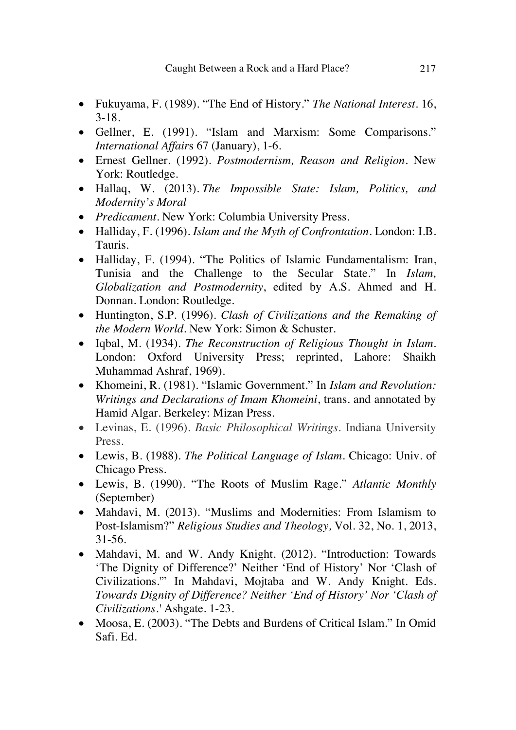- Fukuyama, F. (1989). "The End of History." *The National Interest*. 16, 3-18.
- Gellner, E. (1991). "Islam and Marxism: Some Comparisons." *International Affairs* 67 (January), 1-6.
- Ernest Gellner. (1992). *Postmodernism, Reason and Religion*. New York: Routledge.
- Hallaq, W. (2013). *The Impossible State: Islam, Politics, and Modernity's Moral*
- *Predicament*. New York: Columbia University Press.
- Halliday, F. (1996). *Islam and the Myth of Confrontation*. London: I.B. Tauris.
- Halliday, F. (1994). "The Politics of Islamic Fundamentalism: Iran, Tunisia and the Challenge to the Secular State." In *Islam, Globalization and Postmodernity*, edited by A.S. Ahmed and H. Donnan. London: Routledge.
- Huntington, S.P. (1996). *Clash of Civilizations and the Remaking of the Modern World*. New York: Simon & Schuster.
- Iqbal, M. (1934). *The Reconstruction of Religious Thought in Islam*. London: Oxford University Press; reprinted, Lahore: Shaikh Muhammad Ashraf, 1969).
- Khomeini, R. (1981). "Islamic Government." In *Islam and Revolution: Writings and Declarations of Imam Khomeini*, trans. and annotated by Hamid Algar. Berkeley: Mizan Press.
- Levinas, E. (1996). *Basic Philosophical Writings*. Indiana University Press.
- Lewis, B. (1988). *The Political Language of Islam*. Chicago: Univ. of Chicago Press.
- Lewis, B. (1990). "The Roots of Muslim Rage." *Atlantic Monthly* (September)
- Mahdavi, M. (2013). "Muslims and Modernities: From Islamism to Post-Islamism?" *Religious Studies and Theology,* Vol. 32, No. 1, 2013, 31-56.
- Mahdavi, M. and W. Andy Knight. (2012). "Introduction: Towards 'The Dignity of Difference?' Neither 'End of History' Nor 'Clash of Civilizations.'" In Mahdavi, Mojtaba and W. Andy Knight. Eds. *Towards Dignity of Difference? Neither 'End of History' Nor 'Clash of Civilizations*.' Ashgate. 1-23.
- Moosa, E. (2003). "The Debts and Burdens of Critical Islam." In Omid Safi. Ed.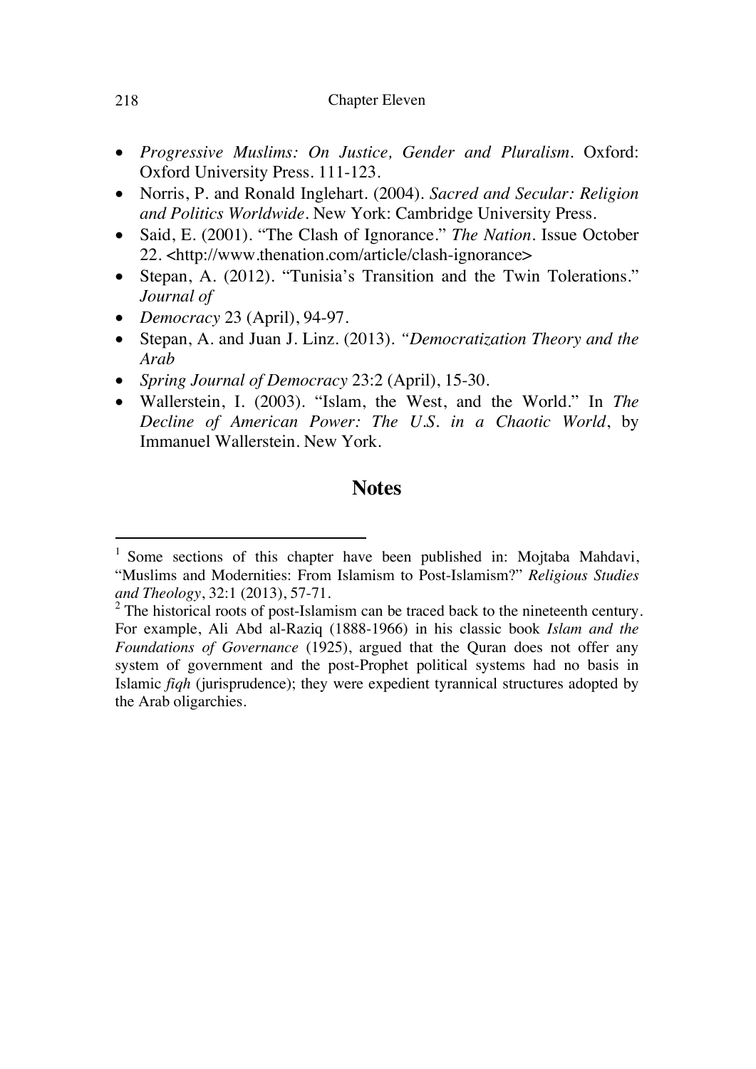- *Progressive Muslims: On Justice, Gender and Pluralism*. Oxford: Oxford University Press. 111-123.
- Norris, P. and Ronald Inglehart. (2004). *Sacred and Secular: Religion and Politics Worldwide*. New York: Cambridge University Press.
- Said, E. (2001). "The Clash of Ignorance." *The Nation*. Issue October 22. <http://www.thenation.com/article/clash-ignorance>
- Stepan, A. (2012). "Tunisia's Transition and the Twin Tolerations." *Journal of*
- *Democracy* 23 (April), 94-97.
- Stepan, A. and Juan J. Linz. (2013). *"Democratization Theory and the Arab*
- *Spring Journal of Democracy* 23:2 (April), 15-30.
- Wallerstein, I. (2003). "Islam, the West, and the World." In *The Decline of American Power: The U.S. in a Chaotic World*, by Immanuel Wallerstein. New York.

## Notes

[1] Some sections of this chapter have been published in: Mojtaba Mahdavi, "Muslims and Modernities: From Islamism to Post-Islamism?" *Religious Studies and Theology*, 32:1 (2013), 57-71.

[2] The historical roots of post-Islamism can be traced back to the nineteenth century. For example, Ali Abd al-Raziq (1888-1966) in his classic book *Islam and the Foundations of Governance* (1925), argued that the Quran does not offer any system of government and the post-Prophet political systems had no basis in Islamic *fiqh* (jurisprudence); they were expedient tyrannical structures adopted by the Arab oligarchies.